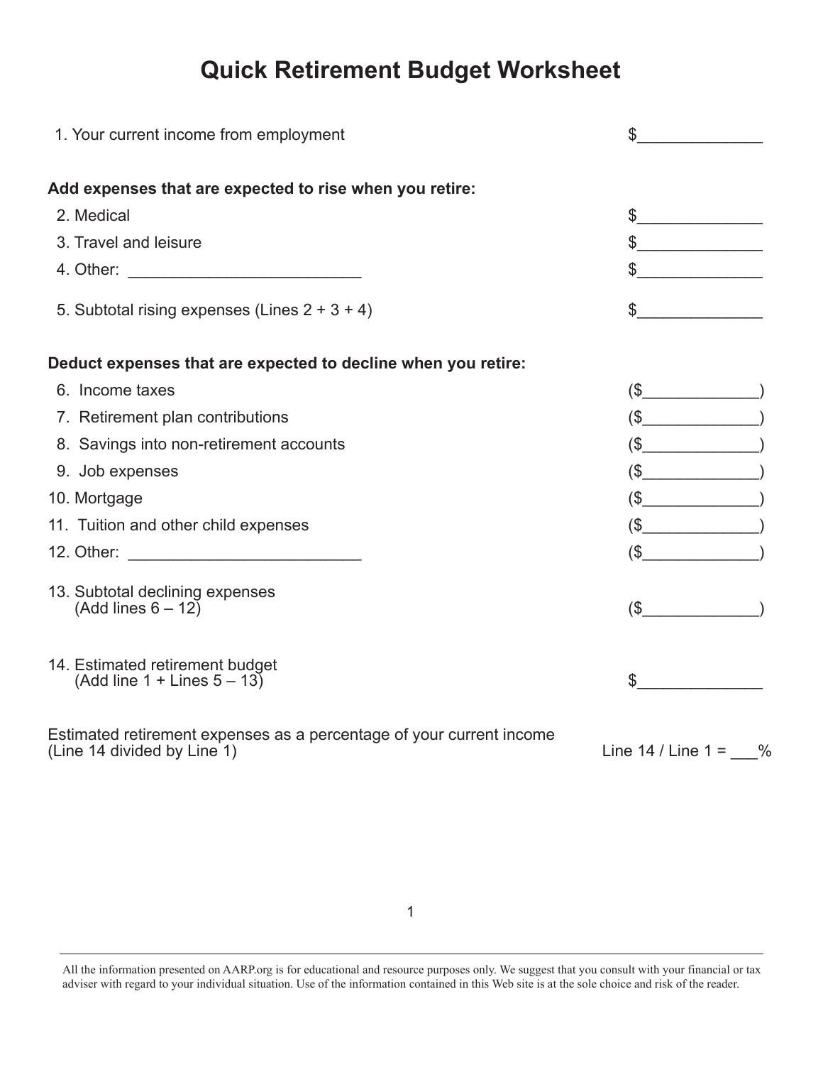# Quick Retirement Budget Worksheet

| | |
|---|---|
| 1. Your current income from employment | $______________ |
| **Add expenses that are expected to rise when you retire:** | |
| 2. Medical | $______________ |
| 3. Travel and leisure | $______________ |
| 4. Other: __________________________ | $______________ |
| 5. Subtotal rising expenses (Lines 2 + 3 + 4) | $______________ |
| **Deduct expenses that are expected to decline when you retire:** | |
| 6. Income taxes | ($_____________) |
| 7. Retirement plan contributions | ($_____________) |
| 8. Savings into non-retirement accounts | ($_____________) |
| 9. Job expenses | ($_____________) |
| 10. Mortgage | ($_____________) |
| 11. Tuition and other child expenses | ($_____________) |
| 12. Other: __________________________ | ($_____________) |
| 13. Subtotal declining expenses (Add lines 6 – 12) | ($_____________) |
| 14. Estimated retirement budget (Add line 1 + Lines 5 – 13) | $______________ |
| Estimated retirement expenses as a percentage of your current income (Line 14 divided by Line 1) | Line 14 / Line 1 = ___% |

All the information presented on AARP.org is for educational and resource purposes only. We suggest that you consult with your financial or tax adviser with regard to your individual situation. Use of the information contained in this Web site is at the sole choice and risk of the reader.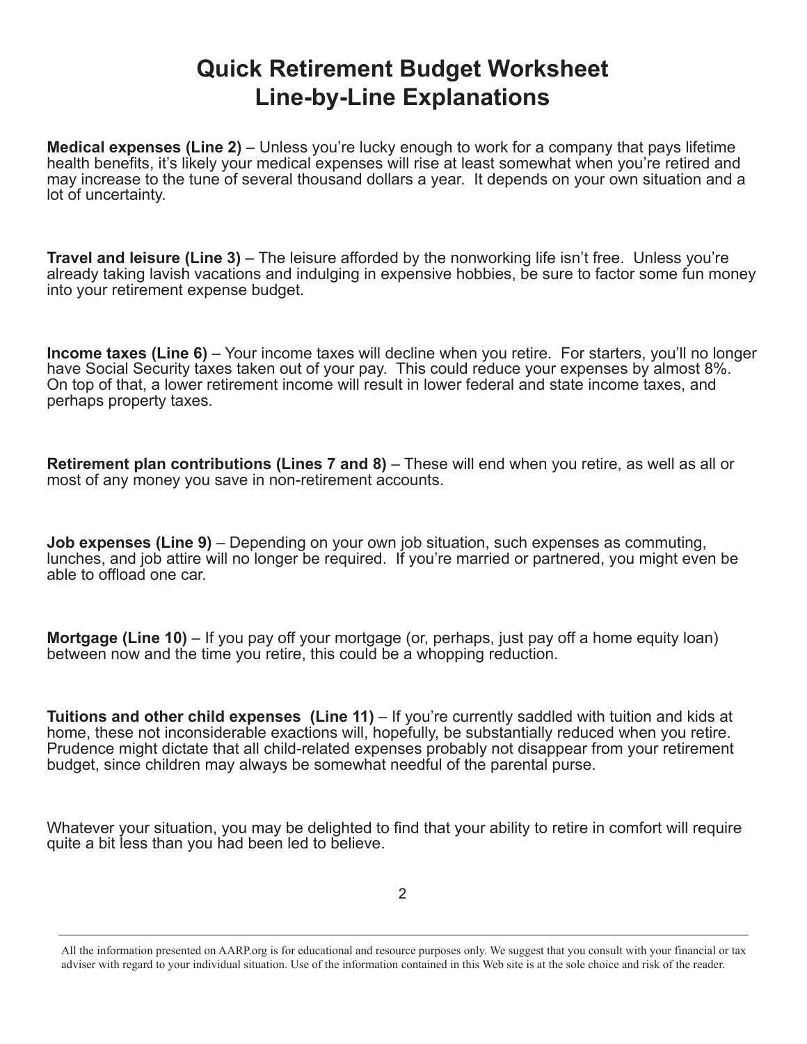# Quick Retirement Budget Worksheet
# Line-by-Line Explanations

**Medical expenses (Line 2)** – Unless you're lucky enough to work for a company that pays lifetime health benefits, it's likely your medical expenses will rise at least somewhat when you're retired and may increase to the tune of several thousand dollars a year. It depends on your own situation and a lot of uncertainty.

**Travel and leisure (Line 3)** – The leisure afforded by the nonworking life isn't free. Unless you're already taking lavish vacations and indulging in expensive hobbies, be sure to factor some fun money into your retirement expense budget.

**Income taxes (Line 6)** – Your income taxes will decline when you retire. For starters, you'll no longer have Social Security taxes taken out of your pay. This could reduce your expenses by almost 8%. On top of that, a lower retirement income will result in lower federal and state income taxes, and perhaps property taxes.

**Retirement plan contributions (Lines 7 and 8)** – These will end when you retire, as well as all or most of any money you save in non-retirement accounts.

**Job expenses (Line 9)** – Depending on your own job situation, such expenses as commuting, lunches, and job attire will no longer be required. If you're married or partnered, you might even be able to offload one car.

**Mortgage (Line 10)** – If you pay off your mortgage (or, perhaps, just pay off a home equity loan) between now and the time you retire, this could be a whopping reduction.

**Tuitions and other child expenses (Line 11)** – If you're currently saddled with tuition and kids at home, these not inconsiderable exactions will, hopefully, be substantially reduced when you retire. Prudence might dictate that all child-related expenses probably not disappear from your retirement budget, since children may always be somewhat needful of the parental purse.

Whatever your situation, you may be delighted to find that your ability to retire in comfort will require quite a bit less than you had been led to believe.

All the information presented on AARP.org is for educational and resource purposes only. We suggest that you consult with your financial or tax adviser with regard to your individual situation. Use of the information contained in this Web site is at the sole choice and risk of the reader.